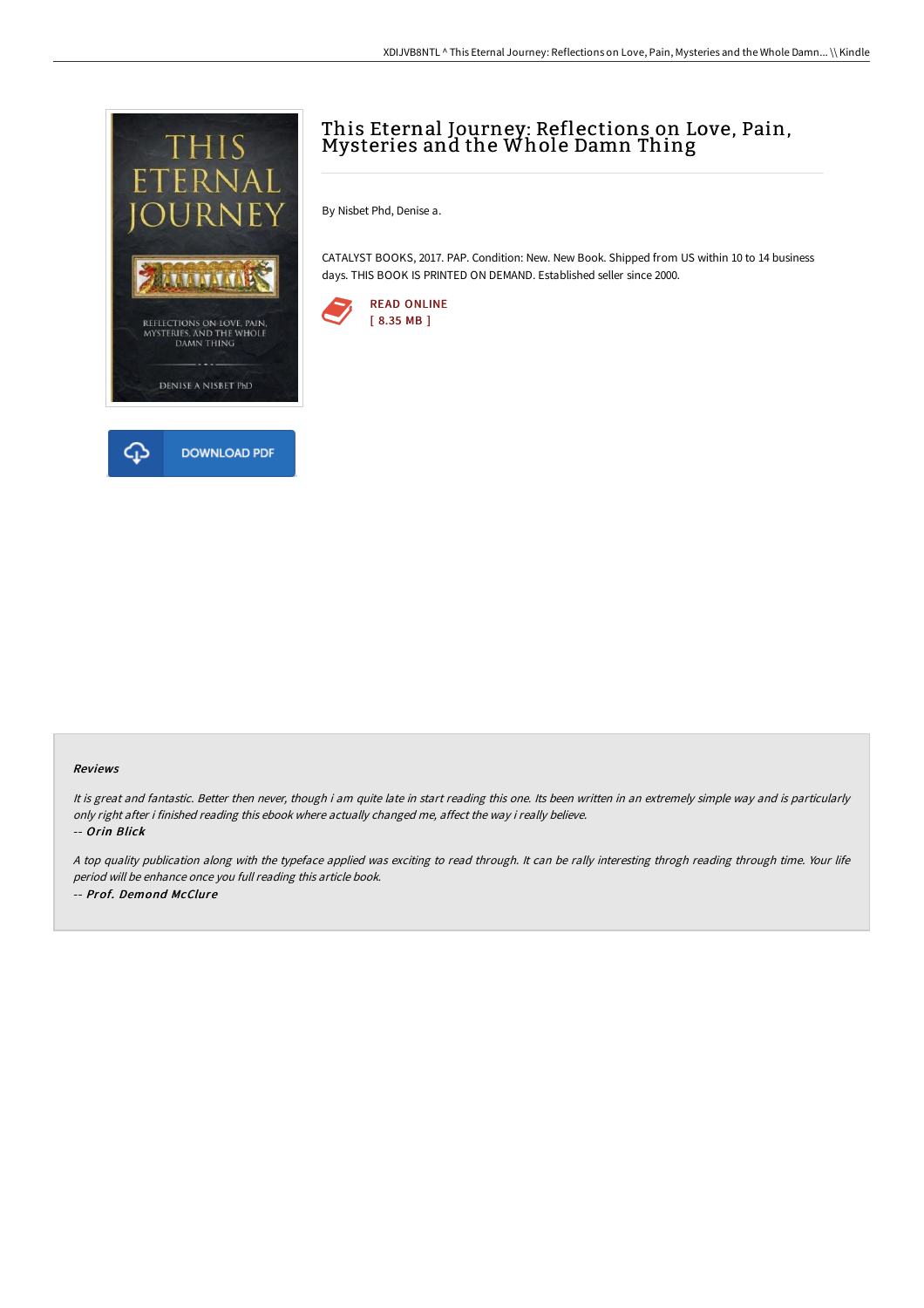# This Eternal Journey: Reflections on Love, Pain, Mysteries and the Whole Damn Thing

By Nisbet Phd, Denise a.

CATALYST BOOKS, 2017. PAP. Condition: New. New Book. Shipped from US within 10 to 14 business days. THIS BOOK IS PRINTED ON DEMAND. Established seller since 2000.

READ ONLINE
[ 8.35 MB ]

DOWNLOAD PDF

### Reviews

*It is great and fantastic. Better then never, though i am quite late in start reading this one. Its been written in an extremely simple way and is particularly only right after i finished reading this ebook where actually changed me, affect the way i really believe.*
*-- **Orin Blick***

*A top quality publication along with the typeface applied was exciting to read through. It can be rally interesting throgh reading through time. Your life period will be enhance once you full reading this article book.*
*-- **Prof. Demond McClure***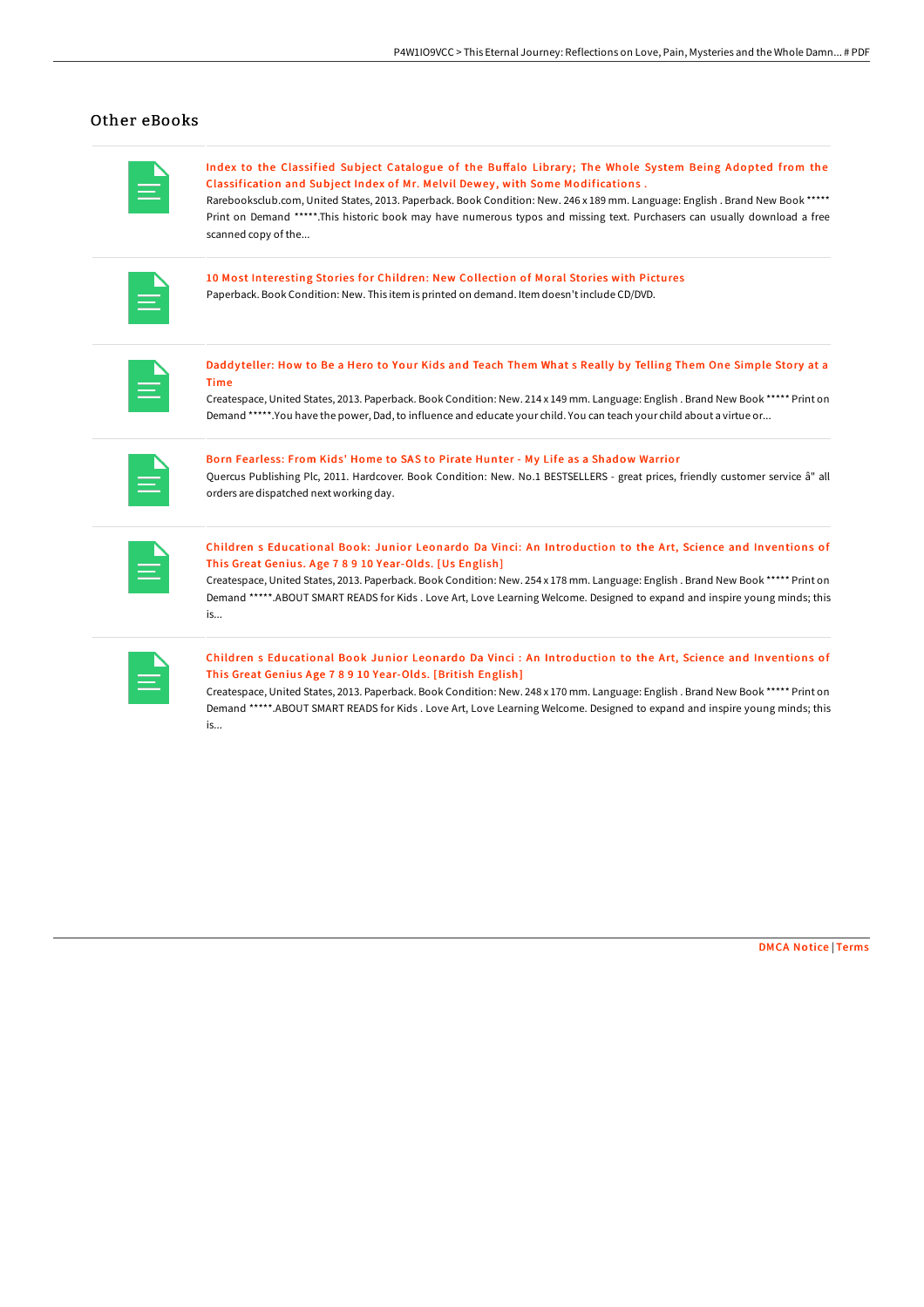## Other eBooks

**Index to the Classified Subject Catalogue of the Buffalo Library; The Whole System Being Adopted from the Classification and Subject Index of Mr. Melvil Dewey, with Some Modifications .**

Rarebooksclub.com, United States, 2013. Paperback. Book Condition: New. 246 x 189 mm. Language: English . Brand New Book ***** Print on Demand *****.This historic book may have numerous typos and missing text. Purchasers can usually download a free scanned copy of the...

**10 Most Interesting Stories for Children: New Collection of Moral Stories with Pictures**

Paperback. Book Condition: New. This item is printed on demand. Item doesn't include CD/DVD.

**Daddyteller: How to Be a Hero to Your Kids and Teach Them What s Really by Telling Them One Simple Story at a Time**

Createspace, United States, 2013. Paperback. Book Condition: New. 214 x 149 mm. Language: English . Brand New Book ***** Print on Demand *****.You have the power, Dad, to influence and educate your child. You can teach your child about a virtue or...

**Born Fearless: From Kids' Home to SAS to Pirate Hunter - My Life as a Shadow Warrior**

Quercus Publishing Plc, 2011. Hardcover. Book Condition: New. No.1 BESTSELLERS - great prices, friendly customer service â" all orders are dispatched next working day.

**Children s Educational Book: Junior Leonardo Da Vinci: An Introduction to the Art, Science and Inventions of This Great Genius. Age 7 8 9 10 Year-Olds. [Us English]**

Createspace, United States, 2013. Paperback. Book Condition: New. 254 x 178 mm. Language: English . Brand New Book ***** Print on Demand *****.ABOUT SMART READS for Kids . Love Art, Love Learning Welcome. Designed to expand and inspire young minds; this is...

**Children s Educational Book Junior Leonardo Da Vinci : An Introduction to the Art, Science and Inventions of This Great Genius Age 7 8 9 10 Year-Olds. [British English]**

Createspace, United States, 2013. Paperback. Book Condition: New. 248 x 170 mm. Language: English . Brand New Book ***** Print on Demand *****.ABOUT SMART READS for Kids . Love Art, Love Learning Welcome. Designed to expand and inspire young minds; this is...

DMCA Notice | Terms